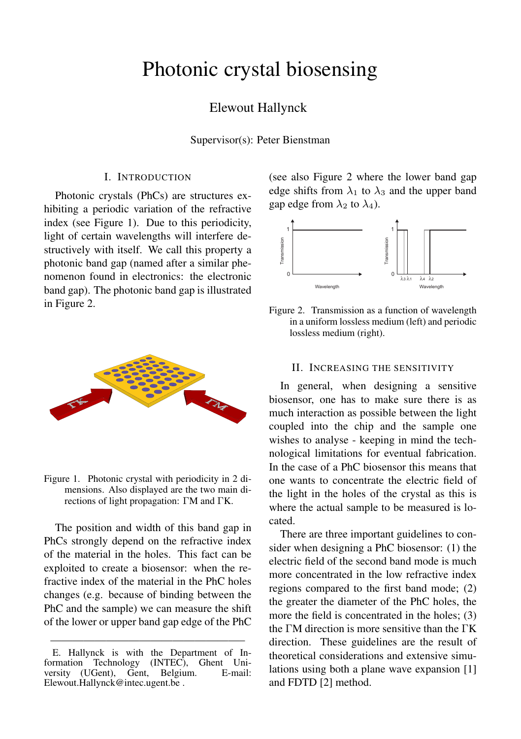# Photonic crystal biosensing

Elewout Hallynck

Supervisor(s): Peter Bienstman

## I. Introduction

Photonic crystals (PhCs) are structures exhibiting a periodic variation of the refractive index (see Figure 1). Due to this periodicity, light of certain wavelengths will interfere destructively with itself. We call this property a photonic band gap (named after a similar phenomenon found in electronics: the electronic band gap). The photonic band gap is illustrated in Figure 2.

Figure 1. Photonic crystal with periodicity in 2 dimensions. Also displayed are the two main directions of light propagation: ΓM and ΓK.

The position and width of this band gap in PhCs strongly depend on the refractive index of the material in the holes. This fact can be exploited to create a biosensor: when the refractive index of the material in the PhC holes changes (e.g. because of binding between the PhC and the sample) we can measure the shift of the lower or upper band gap edge of the PhC (see also Figure 2 where the lower band gap edge shifts from $\lambda_1$ to $\lambda_3$ and the upper band gap edge from $\lambda_2$ to $\lambda_4$).

Figure 2. Transmission as a function of wavelength in a uniform lossless medium (left) and periodic lossless medium (right).

## II. Increasing the sensitivity

In general, when designing a sensitive biosensor, one has to make sure there is as much interaction as possible between the light coupled into the chip and the sample one wishes to analyse - keeping in mind the technological limitations for eventual fabrication. In the case of a PhC biosensor this means that one wants to concentrate the electric field of the light in the holes of the crystal as this is where the actual sample to be measured is located.

There are three important guidelines to consider when designing a PhC biosensor: (1) the electric field of the second band mode is much more concentrated in the low refractive index regions compared to the first band mode; (2) the greater the diameter of the PhC holes, the more the field is concentrated in the holes; (3) the ΓM direction is more sensitive than the ΓK direction. These guidelines are the result of theoretical considerations and extensive simulations using both a plane wave expansion [1] and FDTD [2] method.

E. Hallynck is with the Department of Information Technology (INTEC), Ghent University (UGent), Gent, Belgium. E-mail: Elewout.Hallynck@intec.ugent.be .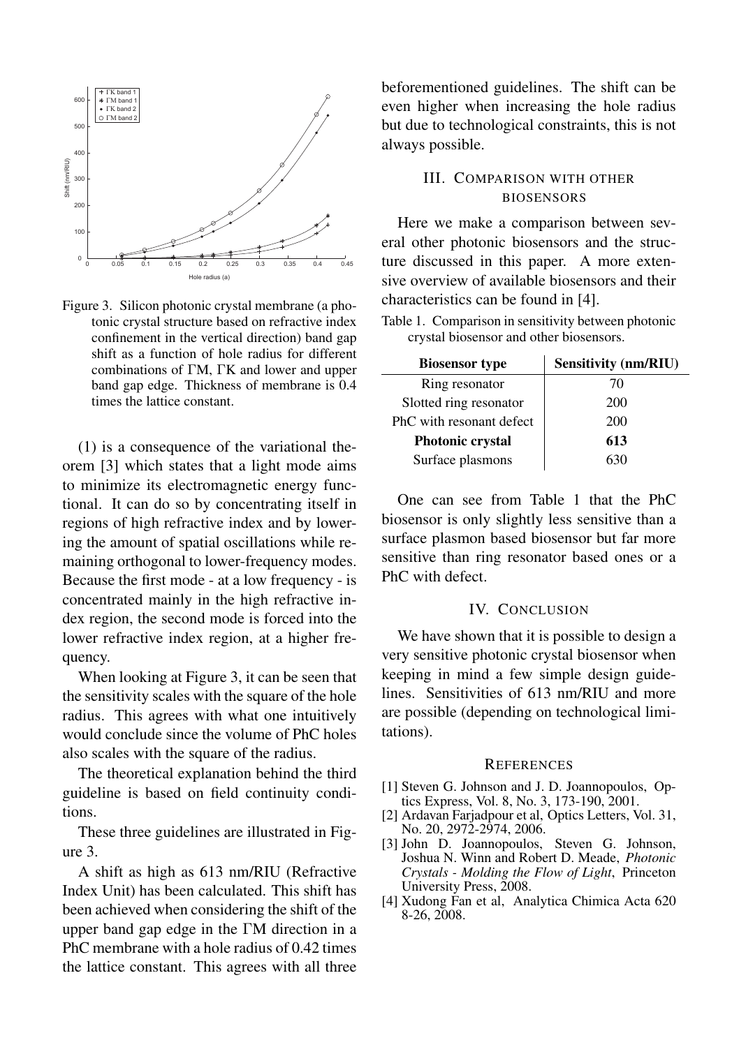ΓK band 1
ΓM band 1
ΓK band 2
ΓM band 2

Shift (nm/RIU)

0
100
200
300
400
500
600

0
0.05
0.1
0.15
0.2
0.25
0.3
0.35
0.4
0.45

Hole radius (a)

Figure 3. Silicon photonic crystal membrane (a photonic crystal structure based on refractive index confinement in the vertical direction) band gap shift as a function of hole radius for different combinations of ΓM, ΓK and lower and upper band gap edge. Thickness of membrane is 0.4 times the lattice constant.

(1) is a consequence of the variational theorem [3] which states that a light mode aims to minimize its electromagnetic energy functional. It can do so by concentrating itself in regions of high refractive index and by lowering the amount of spatial oscillations while remaining orthogonal to lower-frequency modes. Because the first mode - at a low frequency - is concentrated mainly in the high refractive index region, the second mode is forced into the lower refractive index region, at a higher frequency.

When looking at Figure 3, it can be seen that the sensitivity scales with the square of the hole radius. This agrees with what one intuitively would conclude since the volume of PhC holes also scales with the square of the radius.

The theoretical explanation behind the third guideline is based on field continuity conditions.

These three guidelines are illustrated in Figure 3.

A shift as high as 613 nm/RIU (Refractive Index Unit) has been calculated. This shift has been achieved when considering the shift of the upper band gap edge in the ΓM direction in a PhC membrane with a hole radius of 0.42 times the lattice constant. This agrees with all three beforementioned guidelines. The shift can be even higher when increasing the hole radius but due to technological constraints, this is not always possible.

## III. Comparison with other biosensors

Here we make a comparison between several other photonic biosensors and the structure discussed in this paper. A more extensive overview of available biosensors and their characteristics can be found in [4].

Table 1. Comparison in sensitivity between photonic crystal biosensor and other biosensors.

| Biosensor type | Sensitivity (nm/RIU) |
|---|---|
| Ring resonator | 70 |
| Slotted ring resonator | 200 |
| PhC with resonant defect | 200 |
| **Photonic crystal** | **613** |
| Surface plasmons | 630 |

One can see from Table 1 that the PhC biosensor is only slightly less sensitive than a surface plasmon based biosensor but far more sensitive than ring resonator based ones or a PhC with defect.

## IV. Conclusion

We have shown that it is possible to design a very sensitive photonic crystal biosensor when keeping in mind a few simple design guidelines. Sensitivities of 613 nm/RIU and more are possible (depending on technological limitations).

## References

[1] Steven G. Johnson and J. D. Joannopoulos, Optics Express, Vol. 8, No. 3, 173-190, 2001.

[2] Ardavan Farjadpour et al, Optics Letters, Vol. 31, No. 20, 2972-2974, 2006.

[3] John D. Joannopoulos, Steven G. Johnson, Joshua N. Winn and Robert D. Meade, *Photonic Crystals - Molding the Flow of Light*, Princeton University Press, 2008.

[4] Xudong Fan et al, Analytica Chimica Acta 620 8-26, 2008.